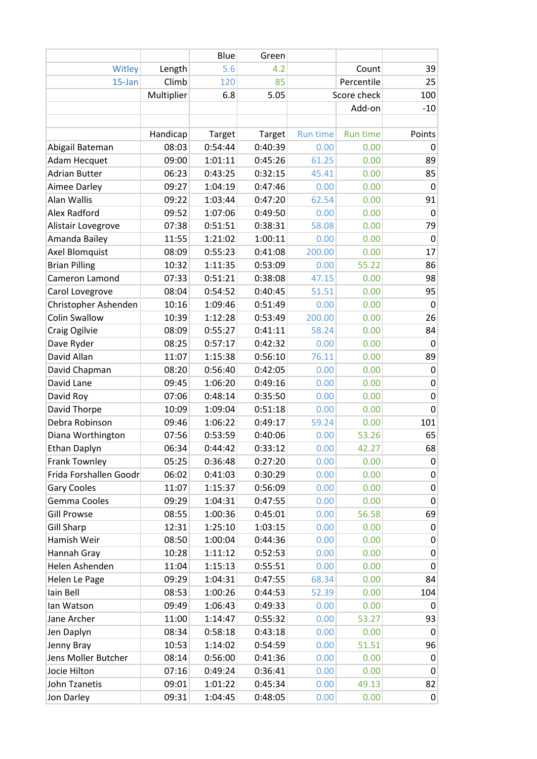| | | Blue | Green | | | |
|---|---|---|---|---|---|---|
| Witley | Length | 5.6 | 4.2 | | Count | 39 |
| 15-Jan | Climb | 120 | 85 | | Percentile | 25 |
| | Multiplier | 6.8 | 5.05 | | Score check | 100 |
| | | | | | Add-on | -10 |
| | | | | | | |
| | Handicap | Target | Target | Run time | Run time | Points |
| Abigail Bateman | 08:03 | 0:54:44 | 0:40:39 | 0.00 | 0.00 | 0 |
| Adam Hecquet | 09:00 | 1:01:11 | 0:45:26 | 61.25 | 0.00 | 89 |
| Adrian Butter | 06:23 | 0:43:25 | 0:32:15 | 45.41 | 0.00 | 85 |
| Aimee Darley | 09:27 | 1:04:19 | 0:47:46 | 0.00 | 0.00 | 0 |
| Alan Wallis | 09:22 | 1:03:44 | 0:47:20 | 62.54 | 0.00 | 91 |
| Alex Radford | 09:52 | 1:07:06 | 0:49:50 | 0.00 | 0.00 | 0 |
| Alistair Lovegrove | 07:38 | 0:51:51 | 0:38:31 | 58.08 | 0.00 | 79 |
| Amanda Bailey | 11:55 | 1:21:02 | 1:00:11 | 0.00 | 0.00 | 0 |
| Axel Blomquist | 08:09 | 0:55:23 | 0:41:08 | 200.00 | 0.00 | 17 |
| Brian Pilling | 10:32 | 1:11:35 | 0:53:09 | 0.00 | 55.22 | 86 |
| Cameron Lamond | 07:33 | 0:51:21 | 0:38:08 | 47.15 | 0.00 | 98 |
| Carol Lovegrove | 08:04 | 0:54:52 | 0:40:45 | 51.51 | 0.00 | 95 |
| Christopher Ashenden | 10:16 | 1:09:46 | 0:51:49 | 0.00 | 0.00 | 0 |
| Colin Swallow | 10:39 | 1:12:28 | 0:53:49 | 200.00 | 0.00 | 26 |
| Craig Ogilvie | 08:09 | 0:55:27 | 0:41:11 | 58.24 | 0.00 | 84 |
| Dave Ryder | 08:25 | 0:57:17 | 0:42:32 | 0.00 | 0.00 | 0 |
| David Allan | 11:07 | 1:15:38 | 0:56:10 | 76.11 | 0.00 | 89 |
| David Chapman | 08:20 | 0:56:40 | 0:42:05 | 0.00 | 0.00 | 0 |
| David Lane | 09:45 | 1:06:20 | 0:49:16 | 0.00 | 0.00 | 0 |
| David Roy | 07:06 | 0:48:14 | 0:35:50 | 0.00 | 0.00 | 0 |
| David Thorpe | 10:09 | 1:09:04 | 0:51:18 | 0.00 | 0.00 | 0 |
| Debra Robinson | 09:46 | 1:06:22 | 0:49:17 | 59.24 | 0.00 | 101 |
| Diana Worthington | 07:56 | 0:53:59 | 0:40:06 | 0.00 | 53.26 | 65 |
| Ethan Daplyn | 06:34 | 0:44:42 | 0:33:12 | 0.00 | 42.27 | 68 |
| Frank Townley | 05:25 | 0:36:48 | 0:27:20 | 0.00 | 0.00 | 0 |
| Frida Forshallen Goodr | 06:02 | 0:41:03 | 0:30:29 | 0.00 | 0.00 | 0 |
| Gary Cooles | 11:07 | 1:15:37 | 0:56:09 | 0.00 | 0.00 | 0 |
| Gemma Cooles | 09:29 | 1:04:31 | 0:47:55 | 0.00 | 0.00 | 0 |
| Gill Prowse | 08:55 | 1:00:36 | 0:45:01 | 0.00 | 56.58 | 69 |
| Gill Sharp | 12:31 | 1:25:10 | 1:03:15 | 0.00 | 0.00 | 0 |
| Hamish Weir | 08:50 | 1:00:04 | 0:44:36 | 0.00 | 0.00 | 0 |
| Hannah Gray | 10:28 | 1:11:12 | 0:52:53 | 0.00 | 0.00 | 0 |
| Helen Ashenden | 11:04 | 1:15:13 | 0:55:51 | 0.00 | 0.00 | 0 |
| Helen Le Page | 09:29 | 1:04:31 | 0:47:55 | 68.34 | 0.00 | 84 |
| Iain Bell | 08:53 | 1:00:26 | 0:44:53 | 52.39 | 0.00 | 104 |
| Ian Watson | 09:49 | 1:06:43 | 0:49:33 | 0.00 | 0.00 | 0 |
| Jane Archer | 11:00 | 1:14:47 | 0:55:32 | 0.00 | 53.27 | 93 |
| Jen Daplyn | 08:34 | 0:58:18 | 0:43:18 | 0.00 | 0.00 | 0 |
| Jenny Bray | 10:53 | 1:14:02 | 0:54:59 | 0.00 | 51.51 | 96 |
| Jens Moller Butcher | 08:14 | 0:56:00 | 0:41:36 | 0.00 | 0.00 | 0 |
| Jocie Hilton | 07:16 | 0:49:24 | 0:36:41 | 0.00 | 0.00 | 0 |
| John Tzanetis | 09:01 | 1:01:22 | 0:45:34 | 0.00 | 49.13 | 82 |
| Jon Darley | 09:31 | 1:04:45 | 0:48:05 | 0.00 | 0.00 | 0 |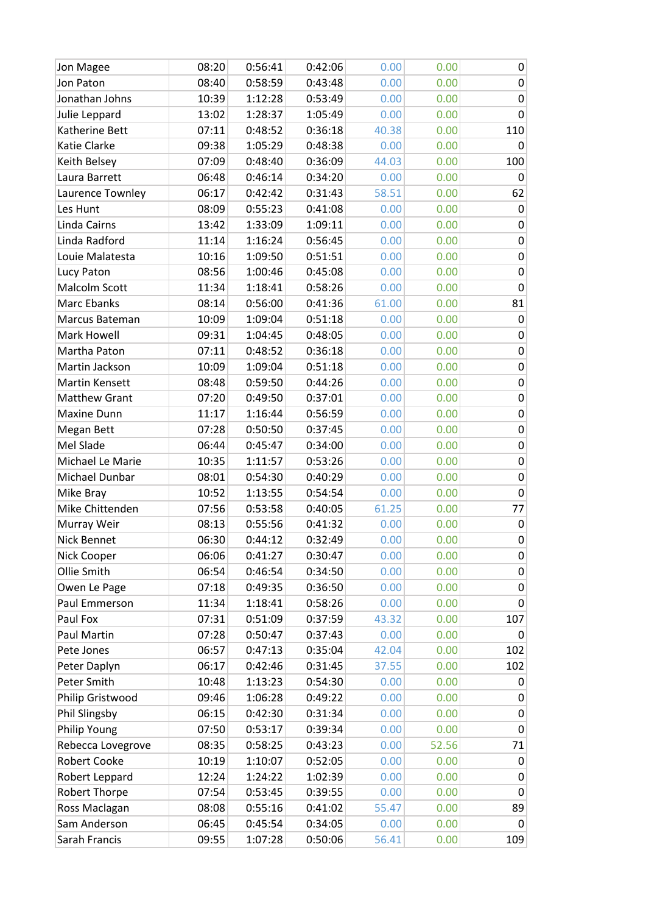| | | | | | | |
|---|---|---|---|---|---|---|
| Jon Magee | 08:20 | 0:56:41 | 0:42:06 | 0.00 | 0.00 | 0 |
| Jon Paton | 08:40 | 0:58:59 | 0:43:48 | 0.00 | 0.00 | 0 |
| Jonathan Johns | 10:39 | 1:12:28 | 0:53:49 | 0.00 | 0.00 | 0 |
| Julie Leppard | 13:02 | 1:28:37 | 1:05:49 | 0.00 | 0.00 | 0 |
| Katherine Bett | 07:11 | 0:48:52 | 0:36:18 | 40.38 | 0.00 | 110 |
| Katie Clarke | 09:38 | 1:05:29 | 0:48:38 | 0.00 | 0.00 | 0 |
| Keith Belsey | 07:09 | 0:48:40 | 0:36:09 | 44.03 | 0.00 | 100 |
| Laura Barrett | 06:48 | 0:46:14 | 0:34:20 | 0.00 | 0.00 | 0 |
| Laurence Townley | 06:17 | 0:42:42 | 0:31:43 | 58.51 | 0.00 | 62 |
| Les Hunt | 08:09 | 0:55:23 | 0:41:08 | 0.00 | 0.00 | 0 |
| Linda Cairns | 13:42 | 1:33:09 | 1:09:11 | 0.00 | 0.00 | 0 |
| Linda Radford | 11:14 | 1:16:24 | 0:56:45 | 0.00 | 0.00 | 0 |
| Louie Malatesta | 10:16 | 1:09:50 | 0:51:51 | 0.00 | 0.00 | 0 |
| Lucy Paton | 08:56 | 1:00:46 | 0:45:08 | 0.00 | 0.00 | 0 |
| Malcolm Scott | 11:34 | 1:18:41 | 0:58:26 | 0.00 | 0.00 | 0 |
| Marc Ebanks | 08:14 | 0:56:00 | 0:41:36 | 61.00 | 0.00 | 81 |
| Marcus Bateman | 10:09 | 1:09:04 | 0:51:18 | 0.00 | 0.00 | 0 |
| Mark Howell | 09:31 | 1:04:45 | 0:48:05 | 0.00 | 0.00 | 0 |
| Martha Paton | 07:11 | 0:48:52 | 0:36:18 | 0.00 | 0.00 | 0 |
| Martin Jackson | 10:09 | 1:09:04 | 0:51:18 | 0.00 | 0.00 | 0 |
| Martin Kensett | 08:48 | 0:59:50 | 0:44:26 | 0.00 | 0.00 | 0 |
| Matthew Grant | 07:20 | 0:49:50 | 0:37:01 | 0.00 | 0.00 | 0 |
| Maxine Dunn | 11:17 | 1:16:44 | 0:56:59 | 0.00 | 0.00 | 0 |
| Megan Bett | 07:28 | 0:50:50 | 0:37:45 | 0.00 | 0.00 | 0 |
| Mel Slade | 06:44 | 0:45:47 | 0:34:00 | 0.00 | 0.00 | 0 |
| Michael Le Marie | 10:35 | 1:11:57 | 0:53:26 | 0.00 | 0.00 | 0 |
| Michael Dunbar | 08:01 | 0:54:30 | 0:40:29 | 0.00 | 0.00 | 0 |
| Mike Bray | 10:52 | 1:13:55 | 0:54:54 | 0.00 | 0.00 | 0 |
| Mike Chittenden | 07:56 | 0:53:58 | 0:40:05 | 61.25 | 0.00 | 77 |
| Murray Weir | 08:13 | 0:55:56 | 0:41:32 | 0.00 | 0.00 | 0 |
| Nick Bennet | 06:30 | 0:44:12 | 0:32:49 | 0.00 | 0.00 | 0 |
| Nick Cooper | 06:06 | 0:41:27 | 0:30:47 | 0.00 | 0.00 | 0 |
| Ollie Smith | 06:54 | 0:46:54 | 0:34:50 | 0.00 | 0.00 | 0 |
| Owen Le Page | 07:18 | 0:49:35 | 0:36:50 | 0.00 | 0.00 | 0 |
| Paul Emmerson | 11:34 | 1:18:41 | 0:58:26 | 0.00 | 0.00 | 0 |
| Paul Fox | 07:31 | 0:51:09 | 0:37:59 | 43.32 | 0.00 | 107 |
| Paul Martin | 07:28 | 0:50:47 | 0:37:43 | 0.00 | 0.00 | 0 |
| Pete Jones | 06:57 | 0:47:13 | 0:35:04 | 42.04 | 0.00 | 102 |
| Peter Daplyn | 06:17 | 0:42:46 | 0:31:45 | 37.55 | 0.00 | 102 |
| Peter Smith | 10:48 | 1:13:23 | 0:54:30 | 0.00 | 0.00 | 0 |
| Philip Gristwood | 09:46 | 1:06:28 | 0:49:22 | 0.00 | 0.00 | 0 |
| Phil Slingsby | 06:15 | 0:42:30 | 0:31:34 | 0.00 | 0.00 | 0 |
| Philip Young | 07:50 | 0:53:17 | 0:39:34 | 0.00 | 0.00 | 0 |
| Rebecca Lovegrove | 08:35 | 0:58:25 | 0:43:23 | 0.00 | 52.56 | 71 |
| Robert Cooke | 10:19 | 1:10:07 | 0:52:05 | 0.00 | 0.00 | 0 |
| Robert Leppard | 12:24 | 1:24:22 | 1:02:39 | 0.00 | 0.00 | 0 |
| Robert Thorpe | 07:54 | 0:53:45 | 0:39:55 | 0.00 | 0.00 | 0 |
| Ross Maclagan | 08:08 | 0:55:16 | 0:41:02 | 55.47 | 0.00 | 89 |
| Sam Anderson | 06:45 | 0:45:54 | 0:34:05 | 0.00 | 0.00 | 0 |
| Sarah Francis | 09:55 | 1:07:28 | 0:50:06 | 56.41 | 0.00 | 109 |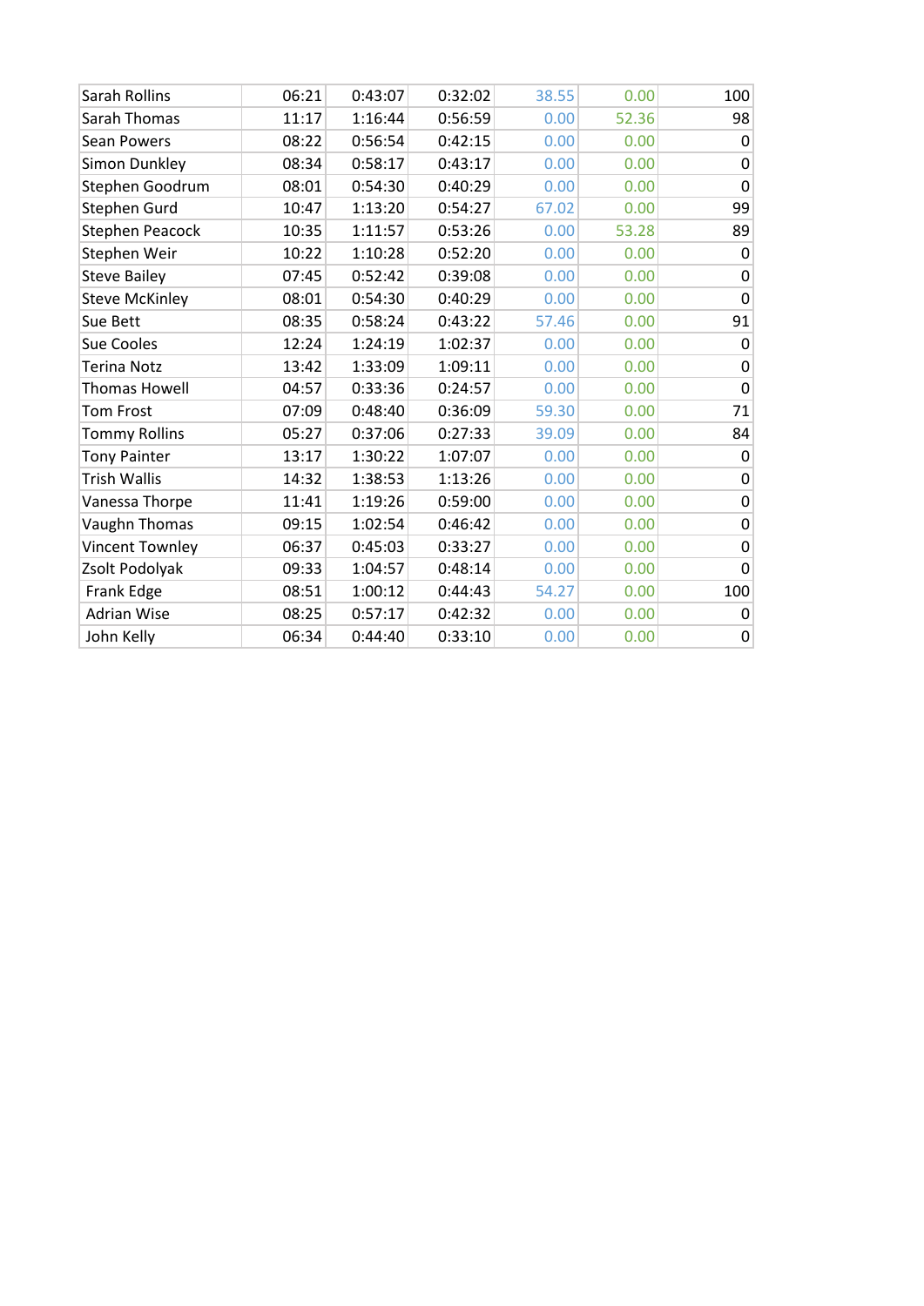| | | | | | | |
|---|---|---|---|---|---|---|
| Sarah Rollins | 06:21 | 0:43:07 | 0:32:02 | 38.55 | 0.00 | 100 |
| Sarah Thomas | 11:17 | 1:16:44 | 0:56:59 | 0.00 | 52.36 | 98 |
| Sean Powers | 08:22 | 0:56:54 | 0:42:15 | 0.00 | 0.00 | 0 |
| Simon Dunkley | 08:34 | 0:58:17 | 0:43:17 | 0.00 | 0.00 | 0 |
| Stephen Goodrum | 08:01 | 0:54:30 | 0:40:29 | 0.00 | 0.00 | 0 |
| Stephen Gurd | 10:47 | 1:13:20 | 0:54:27 | 67.02 | 0.00 | 99 |
| Stephen Peacock | 10:35 | 1:11:57 | 0:53:26 | 0.00 | 53.28 | 89 |
| Stephen Weir | 10:22 | 1:10:28 | 0:52:20 | 0.00 | 0.00 | 0 |
| Steve Bailey | 07:45 | 0:52:42 | 0:39:08 | 0.00 | 0.00 | 0 |
| Steve McKinley | 08:01 | 0:54:30 | 0:40:29 | 0.00 | 0.00 | 0 |
| Sue Bett | 08:35 | 0:58:24 | 0:43:22 | 57.46 | 0.00 | 91 |
| Sue Cooles | 12:24 | 1:24:19 | 1:02:37 | 0.00 | 0.00 | 0 |
| Terina Notz | 13:42 | 1:33:09 | 1:09:11 | 0.00 | 0.00 | 0 |
| Thomas Howell | 04:57 | 0:33:36 | 0:24:57 | 0.00 | 0.00 | 0 |
| Tom Frost | 07:09 | 0:48:40 | 0:36:09 | 59.30 | 0.00 | 71 |
| Tommy Rollins | 05:27 | 0:37:06 | 0:27:33 | 39.09 | 0.00 | 84 |
| Tony Painter | 13:17 | 1:30:22 | 1:07:07 | 0.00 | 0.00 | 0 |
| Trish Wallis | 14:32 | 1:38:53 | 1:13:26 | 0.00 | 0.00 | 0 |
| Vanessa Thorpe | 11:41 | 1:19:26 | 0:59:00 | 0.00 | 0.00 | 0 |
| Vaughn Thomas | 09:15 | 1:02:54 | 0:46:42 | 0.00 | 0.00 | 0 |
| Vincent Townley | 06:37 | 0:45:03 | 0:33:27 | 0.00 | 0.00 | 0 |
| Zsolt Podolyak | 09:33 | 1:04:57 | 0:48:14 | 0.00 | 0.00 | 0 |
| Frank Edge | 08:51 | 1:00:12 | 0:44:43 | 54.27 | 0.00 | 100 |
| Adrian Wise | 08:25 | 0:57:17 | 0:42:32 | 0.00 | 0.00 | 0 |
| John Kelly | 06:34 | 0:44:40 | 0:33:10 | 0.00 | 0.00 | 0 |